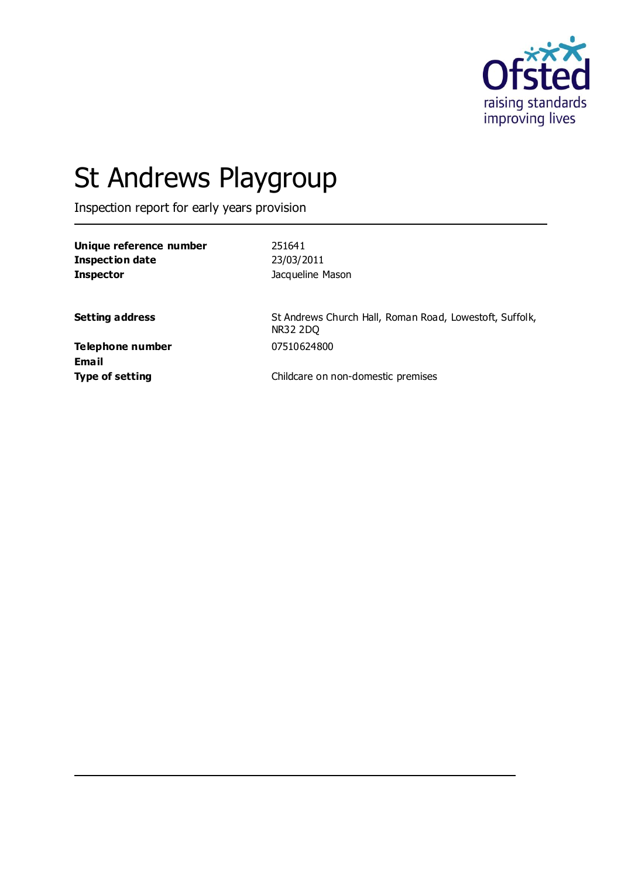# St Andrews Playgroup

Inspection report for early years provision

| | |
|---|---|
| **Unique reference number** | 251641 |
| **Inspection date** | 23/03/2011 |
| **Inspector** | Jacqueline Mason |

| | |
|---|---|
| **Setting address** | St Andrews Church Hall, Roman Road, Lowestoft, Suffolk, NR32 2DQ |
| **Telephone number** | 07510624800 |
| **Email** | |
| **Type of setting** | Childcare on non-domestic premises |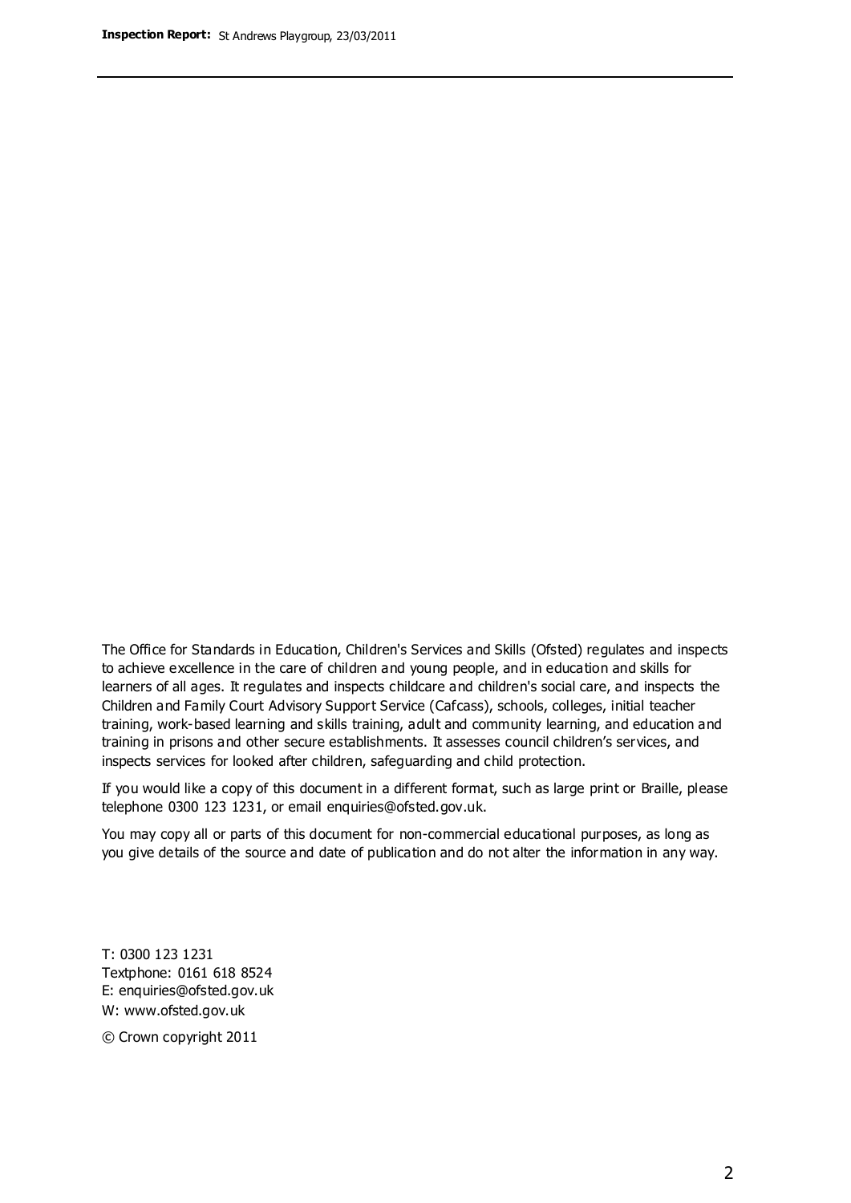The Office for Standards in Education, Children's Services and Skills (Ofsted) regulates and inspects to achieve excellence in the care of children and young people, and in education and skills for learners of all ages. It regulates and inspects childcare and children's social care, and inspects the Children and Family Court Advisory Support Service (Cafcass), schools, colleges, initial teacher training, work-based learning and skills training, adult and community learning, and education and training in prisons and other secure establishments. It assesses council children's services, and inspects services for looked after children, safeguarding and child protection.

If you would like a copy of this document in a different format, such as large print or Braille, please telephone 0300 123 1231, or email enquiries@ofsted.gov.uk.

You may copy all or parts of this document for non-commercial educational purposes, as long as you give details of the source and date of publication and do not alter the information in any way.

T: 0300 123 1231
Textphone: 0161 618 8524
E: enquiries@ofsted.gov.uk
W: www.ofsted.gov.uk

© Crown copyright 2011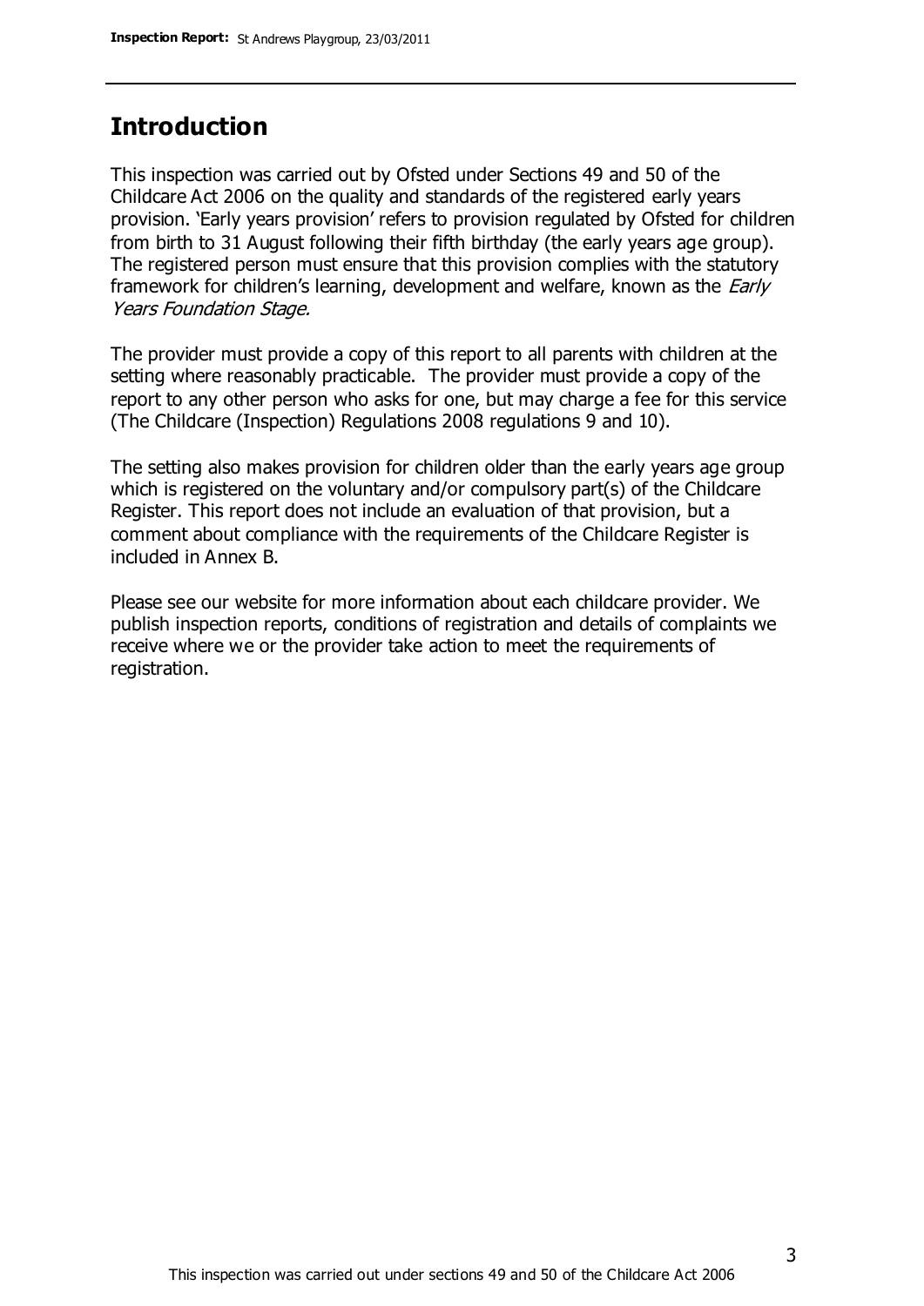## Introduction

This inspection was carried out by Ofsted under Sections 49 and 50 of the Childcare Act 2006 on the quality and standards of the registered early years provision. 'Early years provision' refers to provision regulated by Ofsted for children from birth to 31 August following their fifth birthday (the early years age group). The registered person must ensure that this provision complies with the statutory framework for children's learning, development and welfare, known as the *Early Years Foundation Stage.*

The provider must provide a copy of this report to all parents with children at the setting where reasonably practicable. The provider must provide a copy of the report to any other person who asks for one, but may charge a fee for this service (The Childcare (Inspection) Regulations 2008 regulations 9 and 10).

The setting also makes provision for children older than the early years age group which is registered on the voluntary and/or compulsory part(s) of the Childcare Register. This report does not include an evaluation of that provision, but a comment about compliance with the requirements of the Childcare Register is included in Annex B.

Please see our website for more information about each childcare provider. We publish inspection reports, conditions of registration and details of complaints we receive where we or the provider take action to meet the requirements of registration.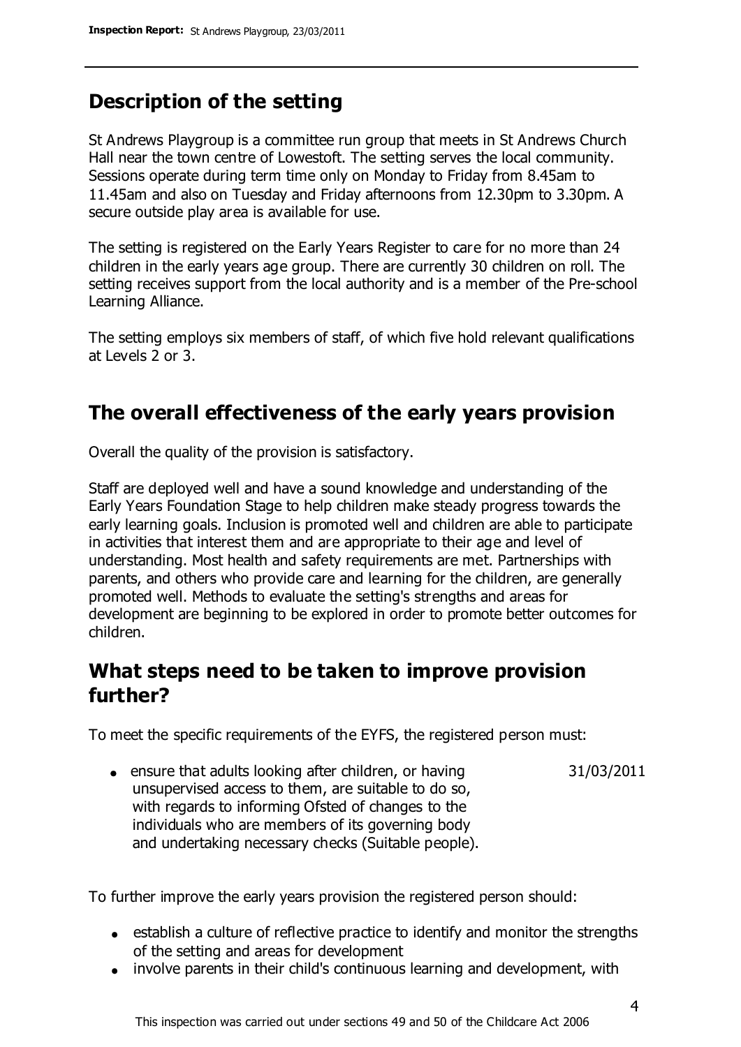## Description of the setting

St Andrews Playgroup is a committee run group that meets in St Andrews Church Hall near the town centre of Lowestoft. The setting serves the local community. Sessions operate during term time only on Monday to Friday from 8.45am to 11.45am and also on Tuesday and Friday afternoons from 12.30pm to 3.30pm. A secure outside play area is available for use.

The setting is registered on the Early Years Register to care for no more than 24 children in the early years age group. There are currently 30 children on roll. The setting receives support from the local authority and is a member of the Pre-school Learning Alliance.

The setting employs six members of staff, of which five hold relevant qualifications at Levels 2 or 3.

## The overall effectiveness of the early years provision

Overall the quality of the provision is satisfactory.

Staff are deployed well and have a sound knowledge and understanding of the Early Years Foundation Stage to help children make steady progress towards the early learning goals. Inclusion is promoted well and children are able to participate in activities that interest them and are appropriate to their age and level of understanding. Most health and safety requirements are met. Partnerships with parents, and others who provide care and learning for the children, are generally promoted well. Methods to evaluate the setting's strengths and areas for development are beginning to be explored in order to promote better outcomes for children.

## What steps need to be taken to improve provision further?

To meet the specific requirements of the EYFS, the registered person must:

| | |
|---|---|
| • ensure that adults looking after children, or having unsupervised access to them, are suitable to do so, with regards to informing Ofsted of changes to the individuals who are members of its governing body and undertaking necessary checks (Suitable people). | 31/03/2011 |

To further improve the early years provision the registered person should:

- establish a culture of reflective practice to identify and monitor the strengths of the setting and areas for development
- involve parents in their child's continuous learning and development, with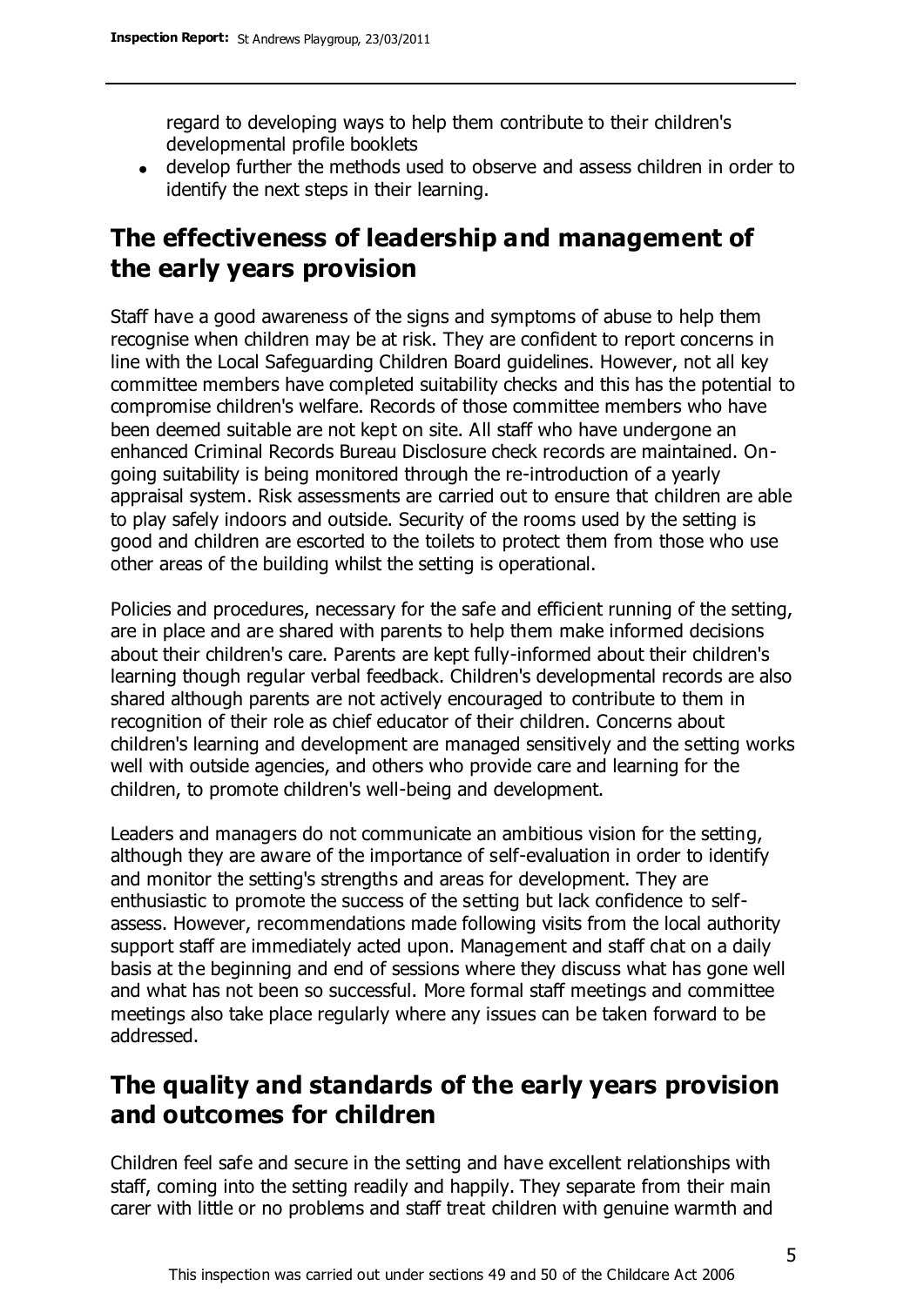regard to developing ways to help them contribute to their children's developmental profile booklets

- develop further the methods used to observe and assess children in order to identify the next steps in their learning.

## The effectiveness of leadership and management of the early years provision

Staff have a good awareness of the signs and symptoms of abuse to help them recognise when children may be at risk. They are confident to report concerns in line with the Local Safeguarding Children Board guidelines. However, not all key committee members have completed suitability checks and this has the potential to compromise children's welfare. Records of those committee members who have been deemed suitable are not kept on site. All staff who have undergone an enhanced Criminal Records Bureau Disclosure check records are maintained. On-going suitability is being monitored through the re-introduction of a yearly appraisal system. Risk assessments are carried out to ensure that children are able to play safely indoors and outside. Security of the rooms used by the setting is good and children are escorted to the toilets to protect them from those who use other areas of the building whilst the setting is operational.

Policies and procedures, necessary for the safe and efficient running of the setting, are in place and are shared with parents to help them make informed decisions about their children's care. Parents are kept fully-informed about their children's learning though regular verbal feedback. Children's developmental records are also shared although parents are not actively encouraged to contribute to them in recognition of their role as chief educator of their children. Concerns about children's learning and development are managed sensitively and the setting works well with outside agencies, and others who provide care and learning for the children, to promote children's well-being and development.

Leaders and managers do not communicate an ambitious vision for the setting, although they are aware of the importance of self-evaluation in order to identify and monitor the setting's strengths and areas for development. They are enthusiastic to promote the success of the setting but lack confidence to self-assess. However, recommendations made following visits from the local authority support staff are immediately acted upon. Management and staff chat on a daily basis at the beginning and end of sessions where they discuss what has gone well and what has not been so successful. More formal staff meetings and committee meetings also take place regularly where any issues can be taken forward to be addressed.

## The quality and standards of the early years provision and outcomes for children

Children feel safe and secure in the setting and have excellent relationships with staff, coming into the setting readily and happily. They separate from their main carer with little or no problems and staff treat children with genuine warmth and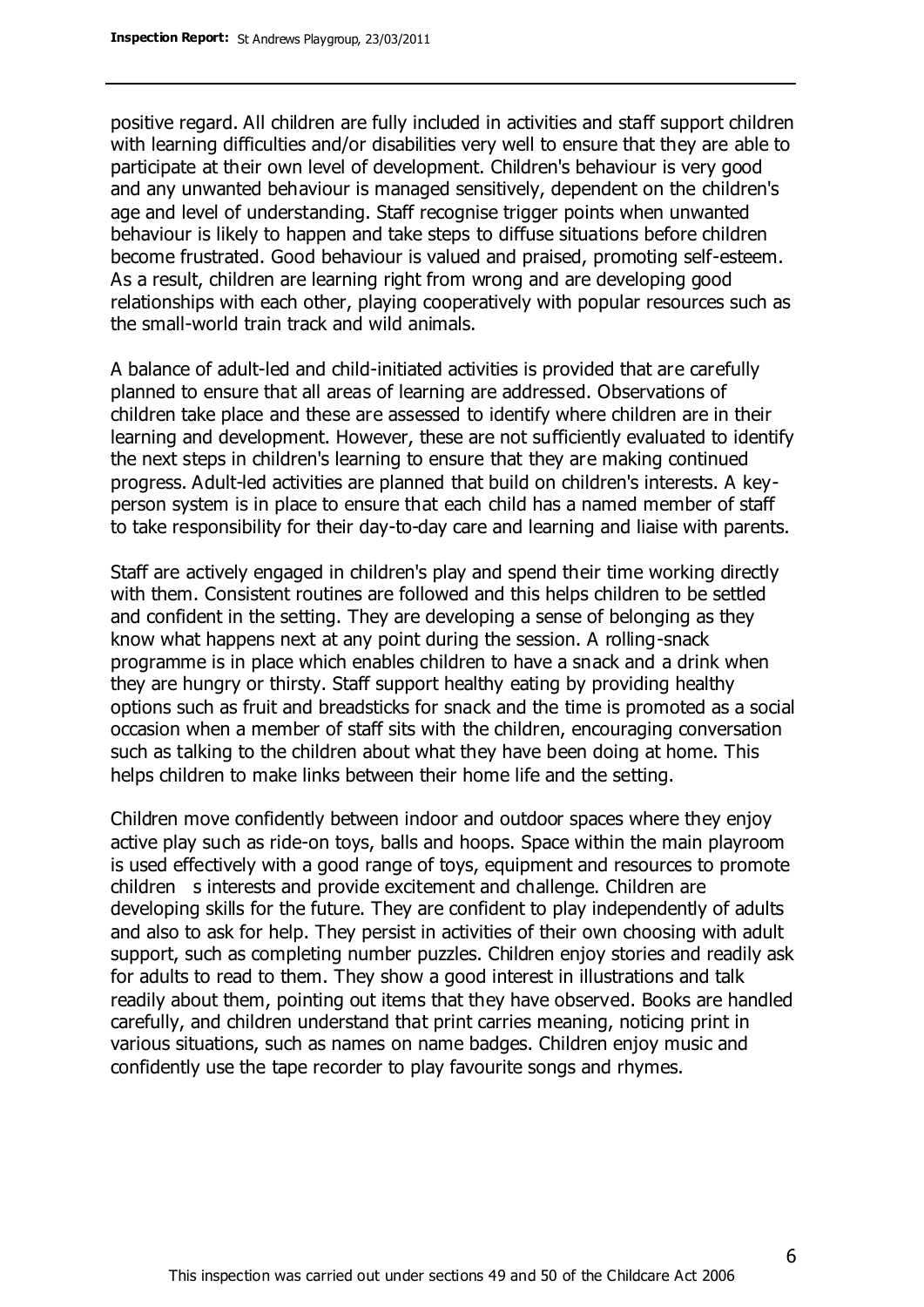positive regard. All children are fully included in activities and staff support children with learning difficulties and/or disabilities very well to ensure that they are able to participate at their own level of development. Children's behaviour is very good and any unwanted behaviour is managed sensitively, dependent on the children's age and level of understanding. Staff recognise trigger points when unwanted behaviour is likely to happen and take steps to diffuse situations before children become frustrated. Good behaviour is valued and praised, promoting self-esteem. As a result, children are learning right from wrong and are developing good relationships with each other, playing cooperatively with popular resources such as the small-world train track and wild animals.

A balance of adult-led and child-initiated activities is provided that are carefully planned to ensure that all areas of learning are addressed. Observations of children take place and these are assessed to identify where children are in their learning and development. However, these are not sufficiently evaluated to identify the next steps in children's learning to ensure that they are making continued progress. Adult-led activities are planned that build on children's interests. A key-person system is in place to ensure that each child has a named member of staff to take responsibility for their day-to-day care and learning and liaise with parents.

Staff are actively engaged in children's play and spend their time working directly with them. Consistent routines are followed and this helps children to be settled and confident in the setting. They are developing a sense of belonging as they know what happens next at any point during the session. A rolling-snack programme is in place which enables children to have a snack and a drink when they are hungry or thirsty. Staff support healthy eating by providing healthy options such as fruit and breadsticks for snack and the time is promoted as a social occasion when a member of staff sits with the children, encouraging conversation such as talking to the children about what they have been doing at home. This helps children to make links between their home life and the setting.

Children move confidently between indoor and outdoor spaces where they enjoy active play such as ride-on toys, balls and hoops. Space within the main playroom is used effectively with a good range of toys, equipment and resources to promote children s interests and provide excitement and challenge. Children are developing skills for the future. They are confident to play independently of adults and also to ask for help. They persist in activities of their own choosing with adult support, such as completing number puzzles. Children enjoy stories and readily ask for adults to read to them. They show a good interest in illustrations and talk readily about them, pointing out items that they have observed. Books are handled carefully, and children understand that print carries meaning, noticing print in various situations, such as names on name badges. Children enjoy music and confidently use the tape recorder to play favourite songs and rhymes.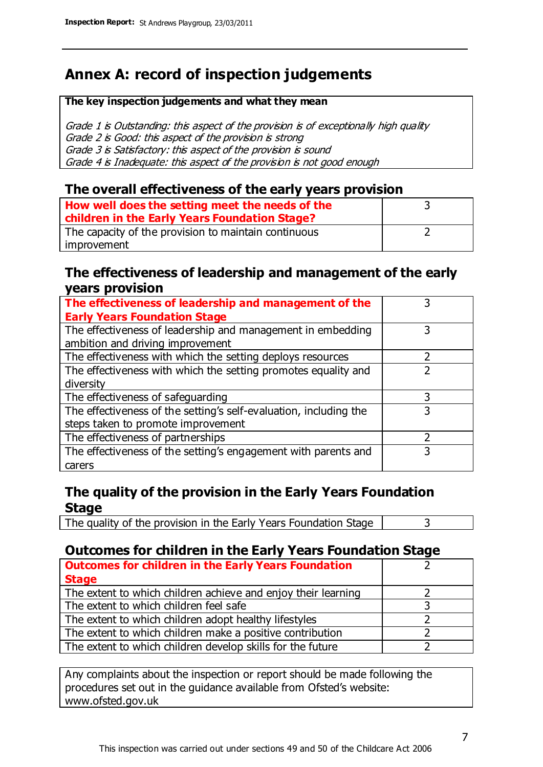# Annex A: record of inspection judgements

**The key inspection judgements and what they mean**

*Grade 1 is Outstanding: this aspect of the provision is of exceptionally high quality*
*Grade 2 is Good: this aspect of the provision is strong*
*Grade 3 is Satisfactory: this aspect of the provision is sound*
*Grade 4 is Inadequate: this aspect of the provision is not good enough*

## The overall effectiveness of the early years provision

| | |
|---|---|
| **How well does the setting meet the needs of the children in the Early Years Foundation Stage?** | 3 |
| The capacity of the provision to maintain continuous improvement | 2 |

## The effectiveness of leadership and management of the early years provision

| | |
|---|---|
| **The effectiveness of leadership and management of the Early Years Foundation Stage** | 3 |
| The effectiveness of leadership and management in embedding ambition and driving improvement | 3 |
| The effectiveness with which the setting deploys resources | 2 |
| The effectiveness with which the setting promotes equality and diversity | 2 |
| The effectiveness of safeguarding | 3 |
| The effectiveness of the setting's self-evaluation, including the steps taken to promote improvement | 3 |
| The effectiveness of partnerships | 2 |
| The effectiveness of the setting's engagement with parents and carers | 3 |

## The quality of the provision in the Early Years Foundation Stage

| | |
|---|---|
| The quality of the provision in the Early Years Foundation Stage | 3 |

## Outcomes for children in the Early Years Foundation Stage

| | |
|---|---|
| **Outcomes for children in the Early Years Foundation Stage** | 2 |
| The extent to which children achieve and enjoy their learning | 2 |
| The extent to which children feel safe | 3 |
| The extent to which children adopt healthy lifestyles | 2 |
| The extent to which children make a positive contribution | 2 |
| The extent to which children develop skills for the future | 2 |

Any complaints about the inspection or report should be made following the procedures set out in the guidance available from Ofsted's website: www.ofsted.gov.uk

This inspection was carried out under sections 49 and 50 of the Childcare Act 2006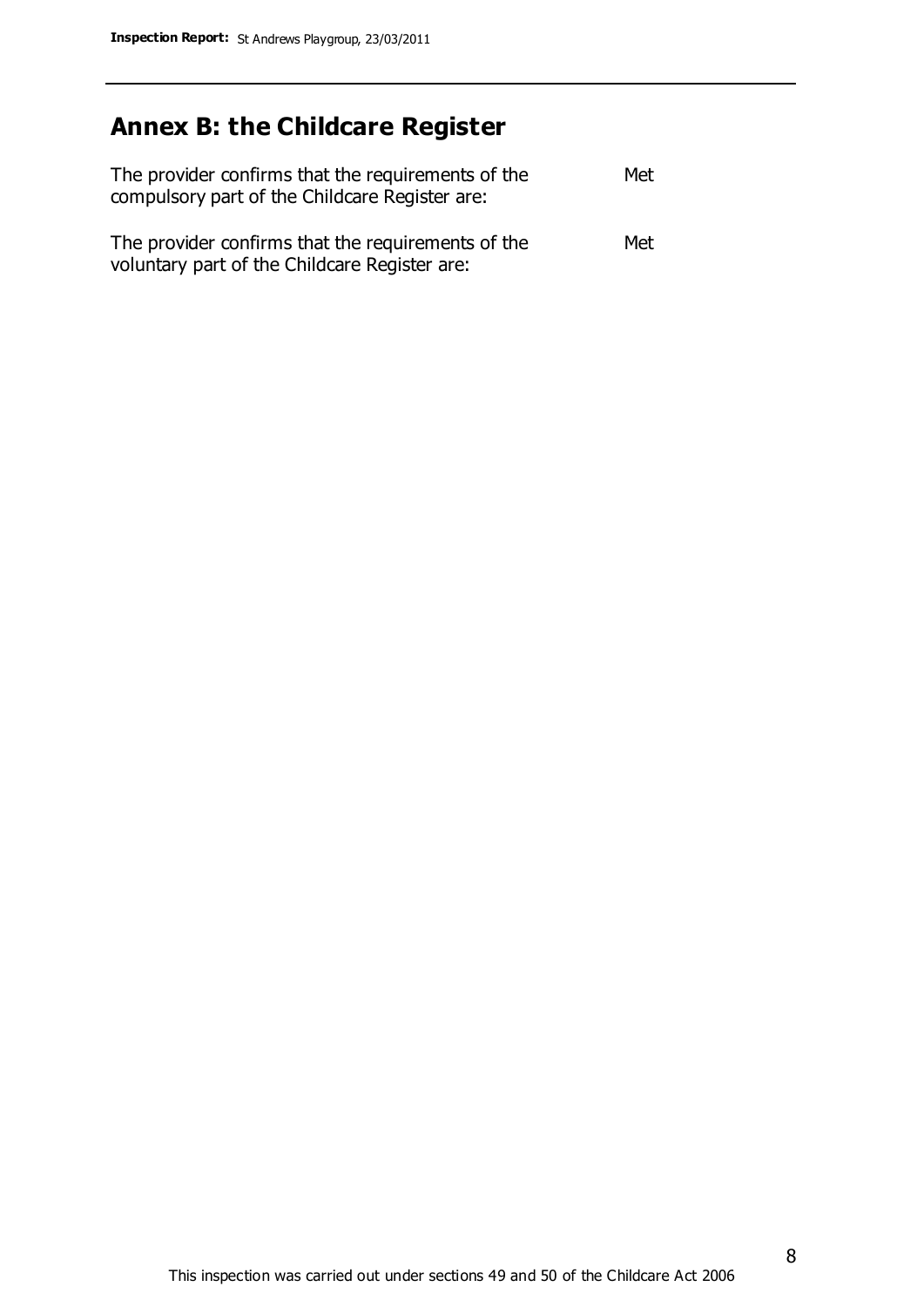# Annex B: the Childcare Register

| | |
|---|---|
| The provider confirms that the requirements of the compulsory part of the Childcare Register are: | Met |
| The provider confirms that the requirements of the voluntary part of the Childcare Register are: | Met |

This inspection was carried out under sections 49 and 50 of the Childcare Act 2006